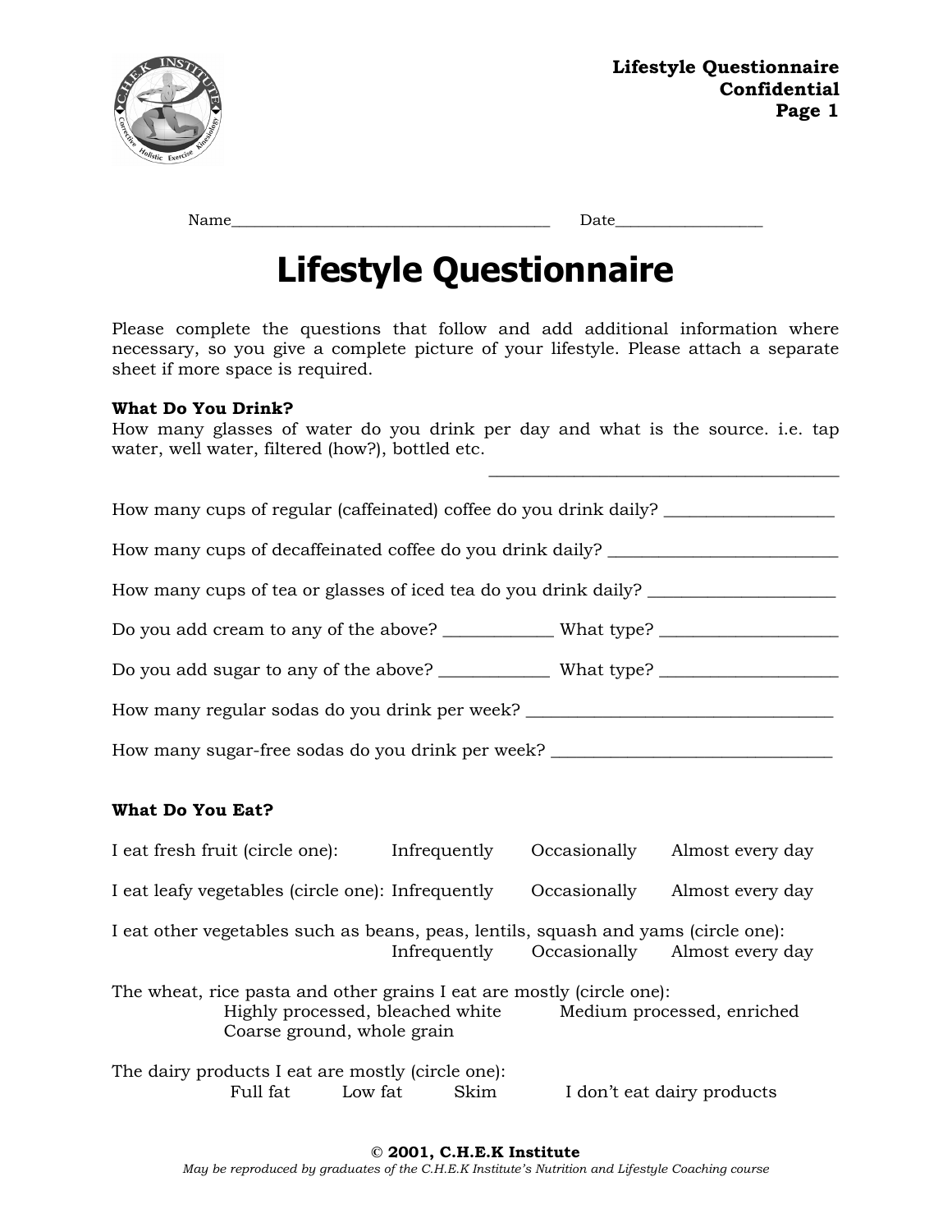Name________________________________________ Date__________________

# Lifestyle Questionnaire

Please complete the questions that follow and add additional information where necessary, so you give a complete picture of your lifestyle. Please attach a separate sheet if more space is required.

**What Do You Drink?**

How many glasses of water do you drink per day and what is the source. i.e. tap water, well water, filtered (how?), bottled etc.

_____________________________________________

How many cups of regular (caffeinated) coffee do you drink daily? ____________________

How many cups of decaffeinated coffee do you drink daily? ___________________________

How many cups of tea or glasses of iced tea do you drink daily? ______________________

Do you add cream to any of the above? _____________ What type? ____________________

Do you add sugar to any of the above? _____________ What type? ____________________

How many regular sodas do you drink per week? _____________________________________

How many sugar-free sodas do you drink per week? __________________________________

**What Do You Eat?**

I eat fresh fruit (circle one): Infrequently Occasionally Almost every day

I eat leafy vegetables (circle one): Infrequently Occasionally Almost every day

I eat other vegetables such as beans, peas, lentils, squash and yams (circle one):
Infrequently Occasionally Almost every day

The wheat, rice pasta and other grains I eat are mostly (circle one):
Highly processed, bleached white Medium processed, enriched
Coarse ground, whole grain

The dairy products I eat are mostly (circle one):
Full fat Low fat Skim I don't eat dairy products

**© 2001, C.H.E.K Institute**

*May be reproduced by graduates of the C.H.E.K Institute's Nutrition and Lifestyle Coaching course*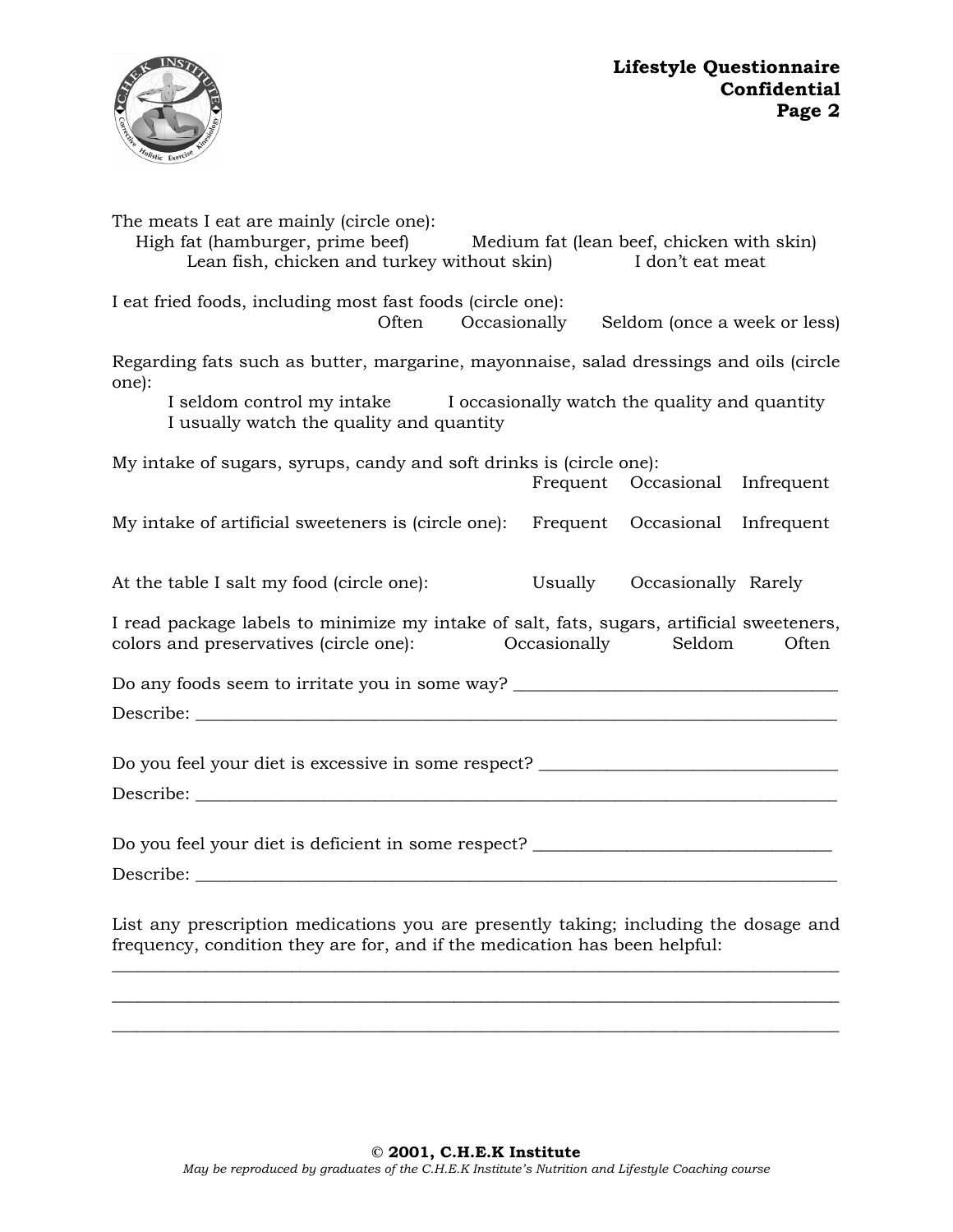The meats I eat are mainly (circle one):
High fat (hamburger, prime beef) Medium fat (lean beef, chicken with skin)
Lean fish, chicken and turkey without skin) I don't eat meat

I eat fried foods, including most fast foods (circle one):
Often Occasionally Seldom (once a week or less)

Regarding fats such as butter, margarine, mayonnaise, salad dressings and oils (circle one):
I seldom control my intake I occasionally watch the quality and quantity
I usually watch the quality and quantity

My intake of sugars, syrups, candy and soft drinks is (circle one):
Frequent Occasional Infrequent

My intake of artificial sweeteners is (circle one): Frequent Occasional Infrequent

At the table I salt my food (circle one): Usually Occasionally Rarely

I read package labels to minimize my intake of salt, fats, sugars, artificial sweeteners, colors and preservatives (circle one): Occasionally Seldom Often

Do any foods seem to irritate you in some way? ___________________________________

Describe: ___________________________________________________________________

Do you feel your diet is excessive in some respect? ________________________________

Describe: ___________________________________________________________________

Do you feel your diet is deficient in some respect? ________________________________

Describe: ___________________________________________________________________

List any prescription medications you are presently taking; including the dosage and frequency, condition they are for, and if the medication has been helpful:
____________________________________________________________________________
____________________________________________________________________________
____________________________________________________________________________

**© 2001, C.H.E.K Institute**
*May be reproduced by graduates of the C.H.E.K Institute's Nutrition and Lifestyle Coaching course*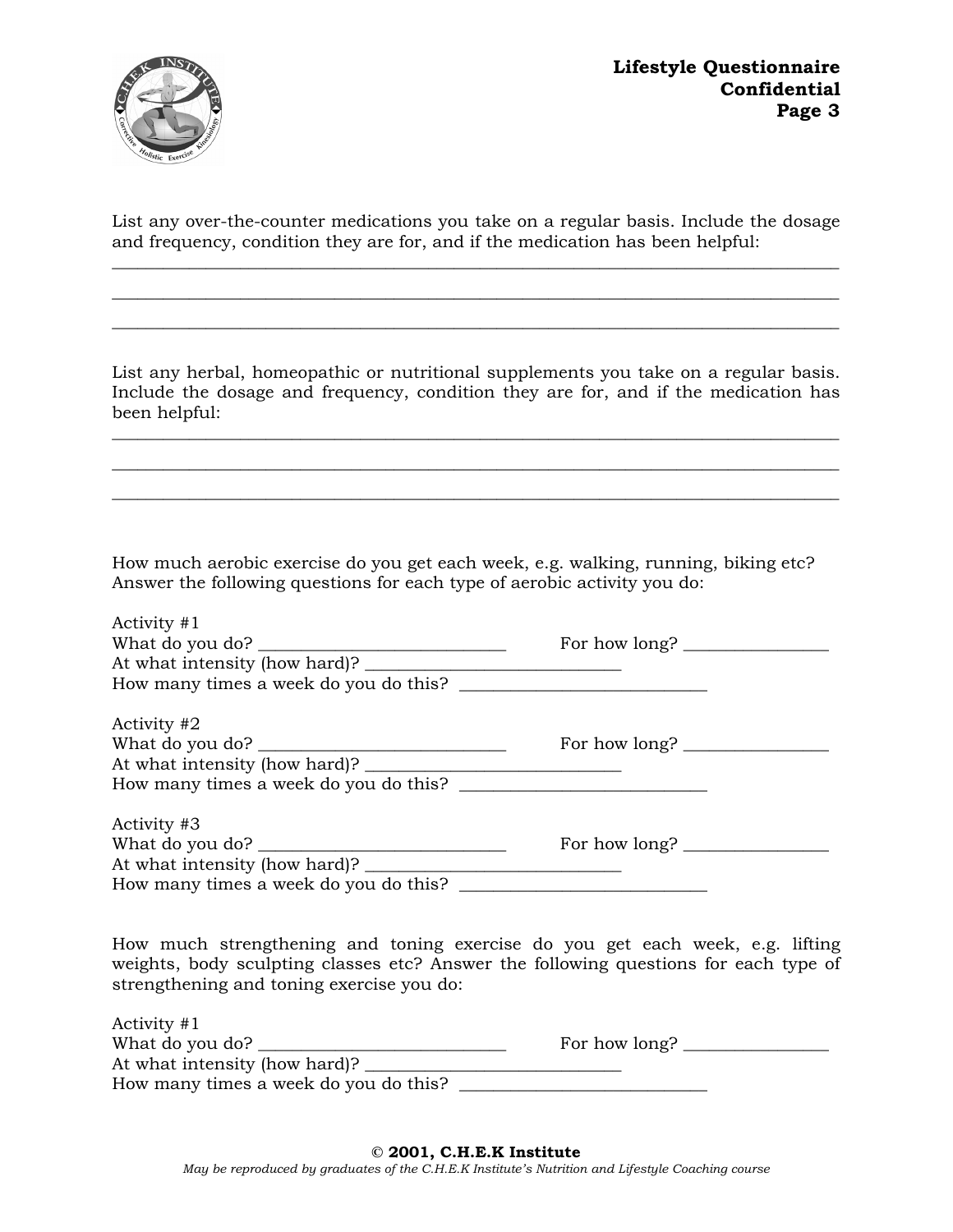List any over-the-counter medications you take on a regular basis. Include the dosage and frequency, condition they are for, and if the medication has been helpful:

_______________________________________________________________________________

_______________________________________________________________________________

_______________________________________________________________________________

List any herbal, homeopathic or nutritional supplements you take on a regular basis. Include the dosage and frequency, condition they are for, and if the medication has been helpful:

_______________________________________________________________________________

_______________________________________________________________________________

_______________________________________________________________________________

How much aerobic exercise do you get each week, e.g. walking, running, biking etc? Answer the following questions for each type of aerobic activity you do:

Activity #1
What do you do? ___________________________ For how long? ________________
At what intensity (how hard)? ____________________________
How many times a week do you do this? ___________________________

Activity #2
What do you do? ___________________________ For how long? ________________
At what intensity (how hard)? ____________________________
How many times a week do you do this? ___________________________

Activity #3
What do you do? ___________________________ For how long? ________________
At what intensity (how hard)? ____________________________
How many times a week do you do this? ___________________________

How much strengthening and toning exercise do you get each week, e.g. lifting weights, body sculpting classes etc? Answer the following questions for each type of strengthening and toning exercise you do:

Activity #1
What do you do? ___________________________ For how long? ________________
At what intensity (how hard)? ____________________________
How many times a week do you do this? ___________________________

**© 2001, C.H.E.K Institute**
*May be reproduced by graduates of the C.H.E.K Institute's Nutrition and Lifestyle Coaching course*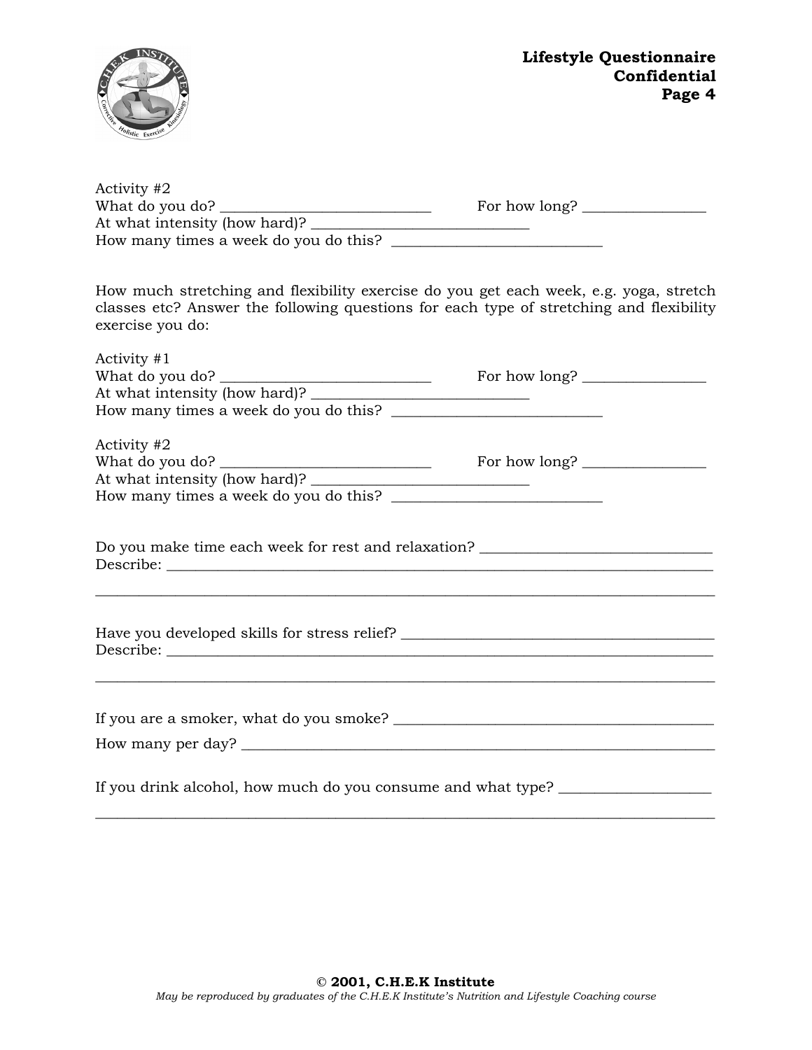Activity #2
What do you do? ____________________________ For how long? ________________
At what intensity (how hard)? _____________________________
How many times a week do you do this? ____________________________

How much stretching and flexibility exercise do you get each week, e.g. yoga, stretch classes etc? Answer the following questions for each type of stretching and flexibility exercise you do:

Activity #1
What do you do? ____________________________ For how long? ________________
At what intensity (how hard)? _____________________________
How many times a week do you do this? ____________________________

Activity #2
What do you do? ____________________________ For how long? ________________
At what intensity (how hard)? _____________________________
How many times a week do you do this? ____________________________

Do you make time each week for rest and relaxation? ______________________________
Describe: ________________________________________________________________________
_________________________________________________________________________________

Have you developed skills for stress relief? _________________________________________
Describe: ________________________________________________________________________
_________________________________________________________________________________

If you are a smoker, what do you smoke? __________________________________________

How many per day? _______________________________________________________________

If you drink alcohol, how much do you consume and what type? ___________________
_________________________________________________________________________________

**© 2001, C.H.E.K Institute**
*May be reproduced by graduates of the C.H.E.K Institute's Nutrition and Lifestyle Coaching course*